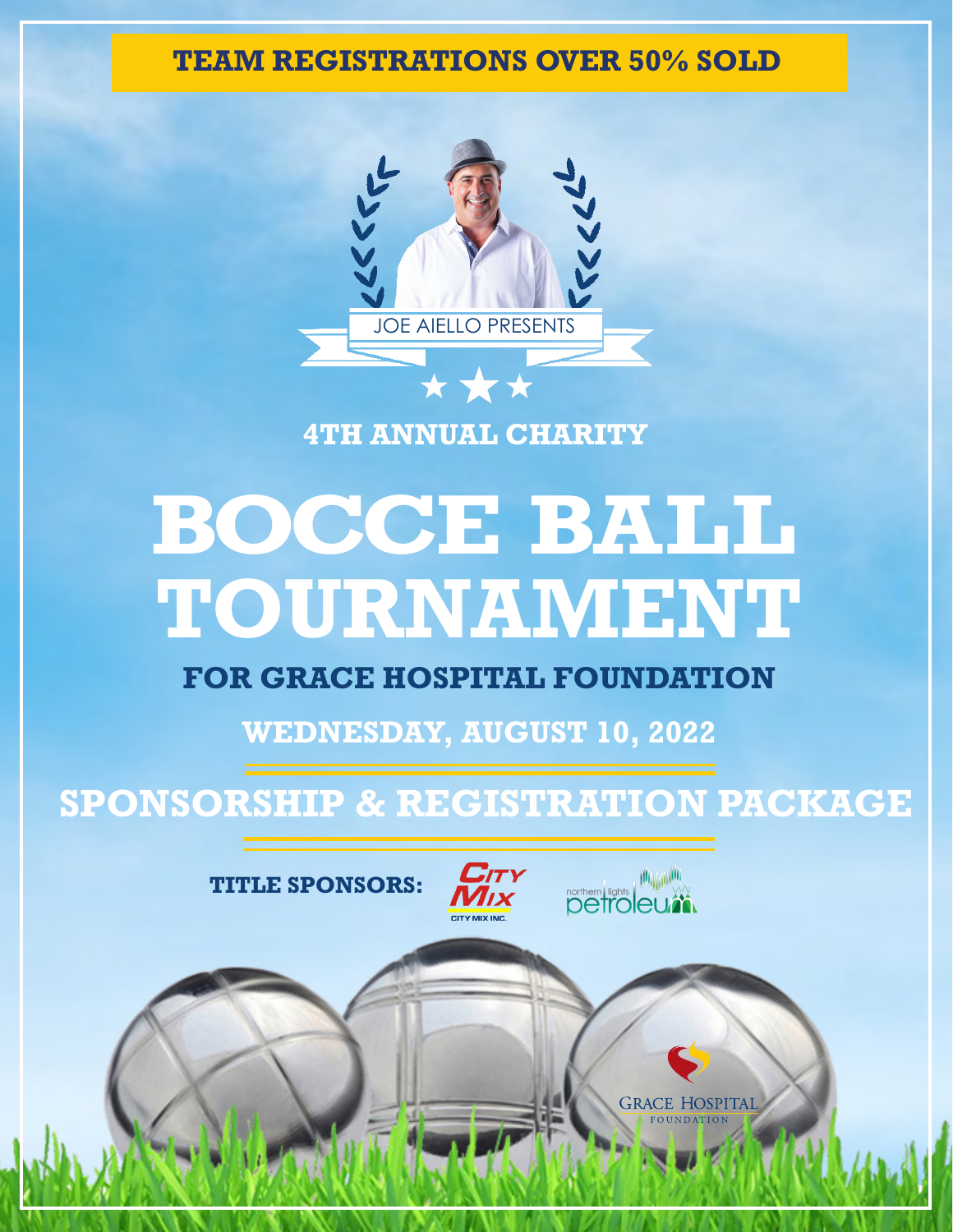**TEAM REGISTRATIONS OVER 50% SOLD**

JOE AIELLO PRESENTS

★★★

### 4TH ANNUAL CHARITY

# BOCCE BALL TOURNAMENT

## FOR GRACE HOSPITAL FOUNDATION

### WEDNESDAY, AUGUST 10, 2022

## SPONSORSHIP & REGISTRATION PACKAGE

**TITLE SPONSORS:** City Mix (CITY MIX INC.), northern lights petroleum

GRACE HOSPITAL FOUNDATION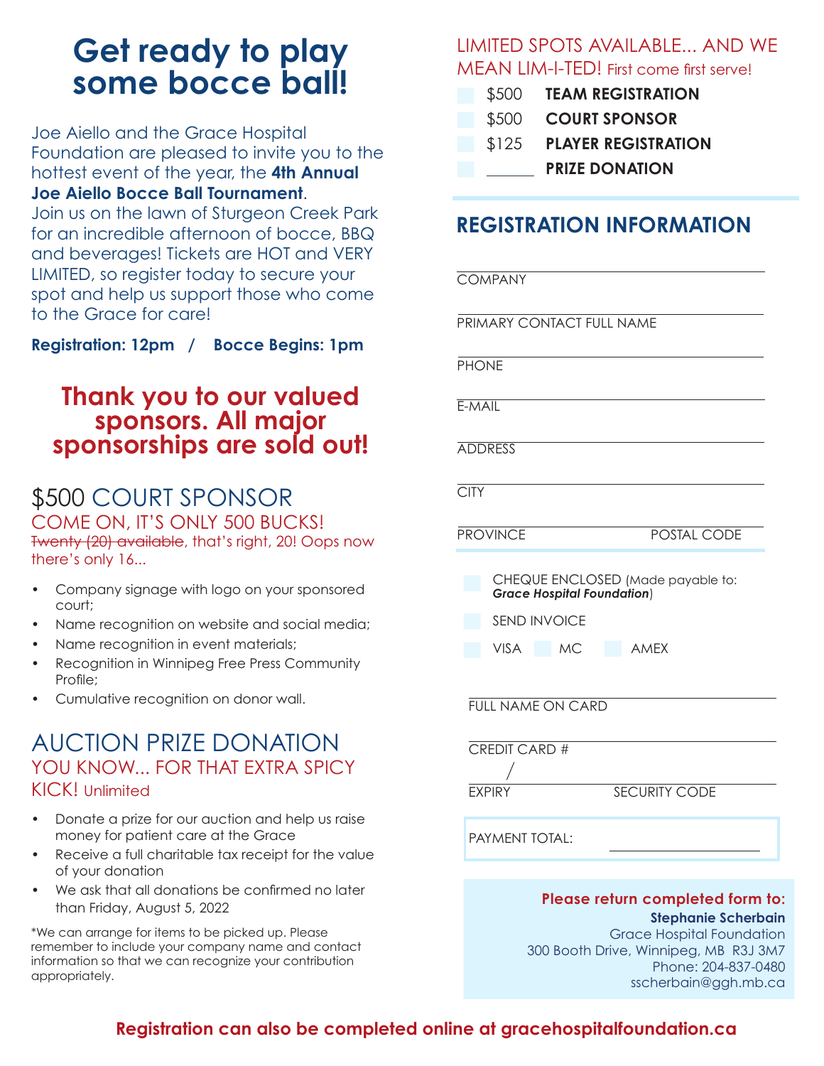# Get ready to play some bocce ball!

Joe Aiello and the Grace Hospital Foundation are pleased to invite you to the hottest event of the year, the **4th Annual Joe Aiello Bocce Ball Tournament**. Join us on the lawn of Sturgeon Creek Park for an incredible afternoon of bocce, BBQ and beverages! Tickets are HOT and VERY LIMITED, so register today to secure your spot and help us support those who come to the Grace for care!

**Registration: 12pm / Bocce Begins: 1pm**

## Thank you to our valued sponsors. All major sponsorships are sold out!

## $500 COURT SPONSOR

COME ON, IT'S ONLY 500 BUCKS!

~~Twenty (20) available~~, that's right, 20! Oops now there's only 16...

- Company signage with logo on your sponsored court;
- Name recognition on website and social media;
- Name recognition in event materials;
- Recognition in Winnipeg Free Press Community Profile;
- Cumulative recognition on donor wall.

## AUCTION PRIZE DONATION

YOU KNOW... FOR THAT EXTRA SPICY KICK! Unlimited

- Donate a prize for our auction and help us raise money for patient care at the Grace
- Receive a full charitable tax receipt for the value of your donation
- We ask that all donations be confirmed no later than Friday, August 5, 2022

*We can arrange for items to be picked up. Please remember to include your company name and contact information so that we can recognize your contribution appropriately.

LIMITED SPOTS AVAILABLE... AND WE MEAN LIM-I-TED! First come first serve!

- ☐ $500 **TEAM REGISTRATION**
- ☐ $500 **COURT SPONSOR**
- ☐ $125 **PLAYER REGISTRATION**
- ☐ ______ **PRIZE DONATION**

## REGISTRATION INFORMATION

COMPANY

PRIMARY CONTACT FULL NAME

PHONE

E-MAIL

ADDRESS

CITY

PROVINCE POSTAL CODE

☐ CHEQUE ENCLOSED (Made payable to: ***Grace Hospital Foundation***)

☐ SEND INVOICE

☐ VISA ☐ MC ☐ AMEX

FULL NAME ON CARD

CREDIT CARD #

/

EXPIRY SECURITY CODE

PAYMENT TOTAL:

**Please return completed form to:**
**Stephanie Scherbain**
Grace Hospital Foundation
300 Booth Drive, Winnipeg, MB R3J 3M7
Phone: 204-837-0480
sscherbain@ggh.mb.ca

**Registration can also be completed online at gracehospitalfoundation.ca**